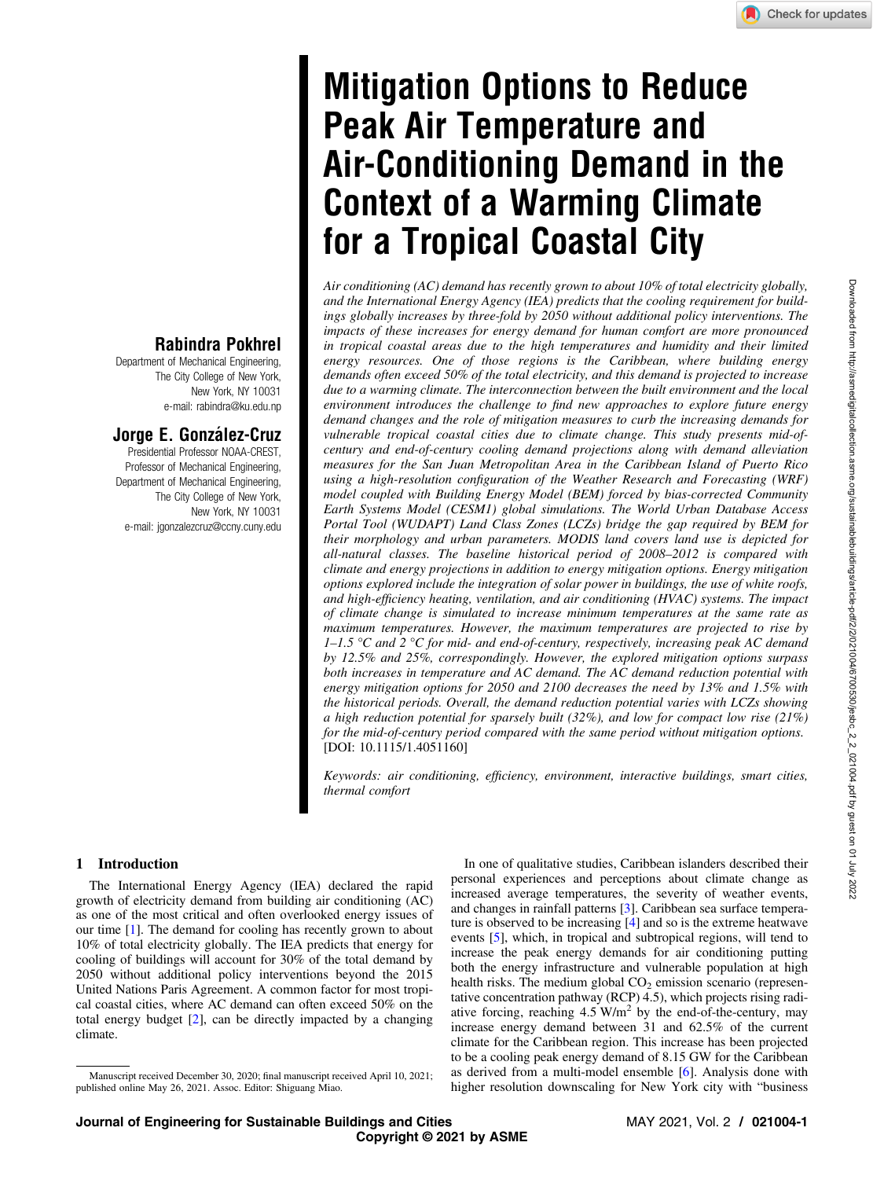# Mitigation Options to Reduce Peak Air Temperature and Air-Conditioning Demand in the Context of a Warming Climate for a Tropical Coastal City

**Rabindra Pokhrel**
Department of Mechanical Engineering,
The City College of New York,
New York, NY 10031
e-mail: rabindra@ku.edu.np

**Jorge E. González-Cruz**
Presidential Professor NOAA-CREST,
Professor of Mechanical Engineering,
Department of Mechanical Engineering,
The City College of New York,
New York, NY 10031
e-mail: jgonzalezcruz@ccny.cuny.edu

*Air conditioning (AC) demand has recently grown to about 10% of total electricity globally, and the International Energy Agency (IEA) predicts that the cooling requirement for buildings globally increases by three-fold by 2050 without additional policy interventions. The impacts of these increases for energy demand for human comfort are more pronounced in tropical coastal areas due to the high temperatures and humidity and their limited energy resources. One of those regions is the Caribbean, where building energy demands often exceed 50% of the total electricity, and this demand is projected to increase due to a warming climate. The interconnection between the built environment and the local environment introduces the challenge to find new approaches to explore future energy demand changes and the role of mitigation measures to curb the increasing demands for vulnerable tropical coastal cities due to climate change. This study presents mid-of-century and end-of-century cooling demand projections along with demand alleviation measures for the San Juan Metropolitan Area in the Caribbean Island of Puerto Rico using a high-resolution configuration of the Weather Research and Forecasting (WRF) model coupled with Building Energy Model (BEM) forced by bias-corrected Community Earth Systems Model (CESM1) global simulations. The World Urban Database Access Portal Tool (WUDAPT) Land Class Zones (LCZs) bridge the gap required by BEM for their morphology and urban parameters. MODIS land covers land use is depicted for all-natural classes. The baseline historical period of 2008–2012 is compared with climate and energy projections in addition to energy mitigation options. Energy mitigation options explored include the integration of solar power in buildings, the use of white roofs, and high-efficiency heating, ventilation, and air conditioning (HVAC) systems. The impact of climate change is simulated to increase minimum temperatures at the same rate as maximum temperatures. However, the maximum temperatures are projected to rise by 1–1.5 °C and 2 °C for mid- and end-of-century, respectively, increasing peak AC demand by 12.5% and 25%, correspondingly. However, the explored mitigation options surpass both increases in temperature and AC demand. The AC demand reduction potential with energy mitigation options for 2050 and 2100 decreases the need by 13% and 1.5% with the historical periods. Overall, the demand reduction potential varies with LCZs showing a high reduction potential for sparsely built (32%), and low for compact low rise (21%) for the mid-of-century period compared with the same period without mitigation options.* [DOI: 10.1115/1.4051160]

*Keywords: air conditioning, efficiency, environment, interactive buildings, smart cities, thermal comfort*

## 1 Introduction

The International Energy Agency (IEA) declared the rapid growth of electricity demand from building air conditioning (AC) as one of the most critical and often overlooked energy issues of our time [1]. The demand for cooling has recently grown to about 10% of total electricity globally. The IEA predicts that energy for cooling of buildings will account for 30% of the total demand by 2050 without additional policy interventions beyond the 2015 United Nations Paris Agreement. A common factor for most tropical coastal cities, where AC demand can often exceed 50% on the total energy budget [2], can be directly impacted by a changing climate.

In one of qualitative studies, Caribbean islanders described their personal experiences and perceptions about climate change as increased average temperatures, the severity of weather events, and changes in rainfall patterns [3]. Caribbean sea surface temperature is observed to be increasing [4] and so is the extreme heatwave events [5], which, in tropical and subtropical regions, will tend to increase the peak energy demands for air conditioning putting both the energy infrastructure and vulnerable population at high health risks. The medium global $CO_2$ emission scenario (representative concentration pathway (RCP) 4.5), which projects rising radiative forcing, reaching 4.5 W/m$^2$ by the end-of-the-century, may increase energy demand between 31 and 62.5% of the current climate for the Caribbean region. This increase has been projected to be a cooling peak energy demand of 8.15 GW for the Caribbean as derived from a multi-model ensemble [6]. Analysis done with higher resolution downscaling for New York city with "business

Manuscript received December 30, 2020; final manuscript received April 10, 2021; published online May 26, 2021. Assoc. Editor: Shiguang Miao.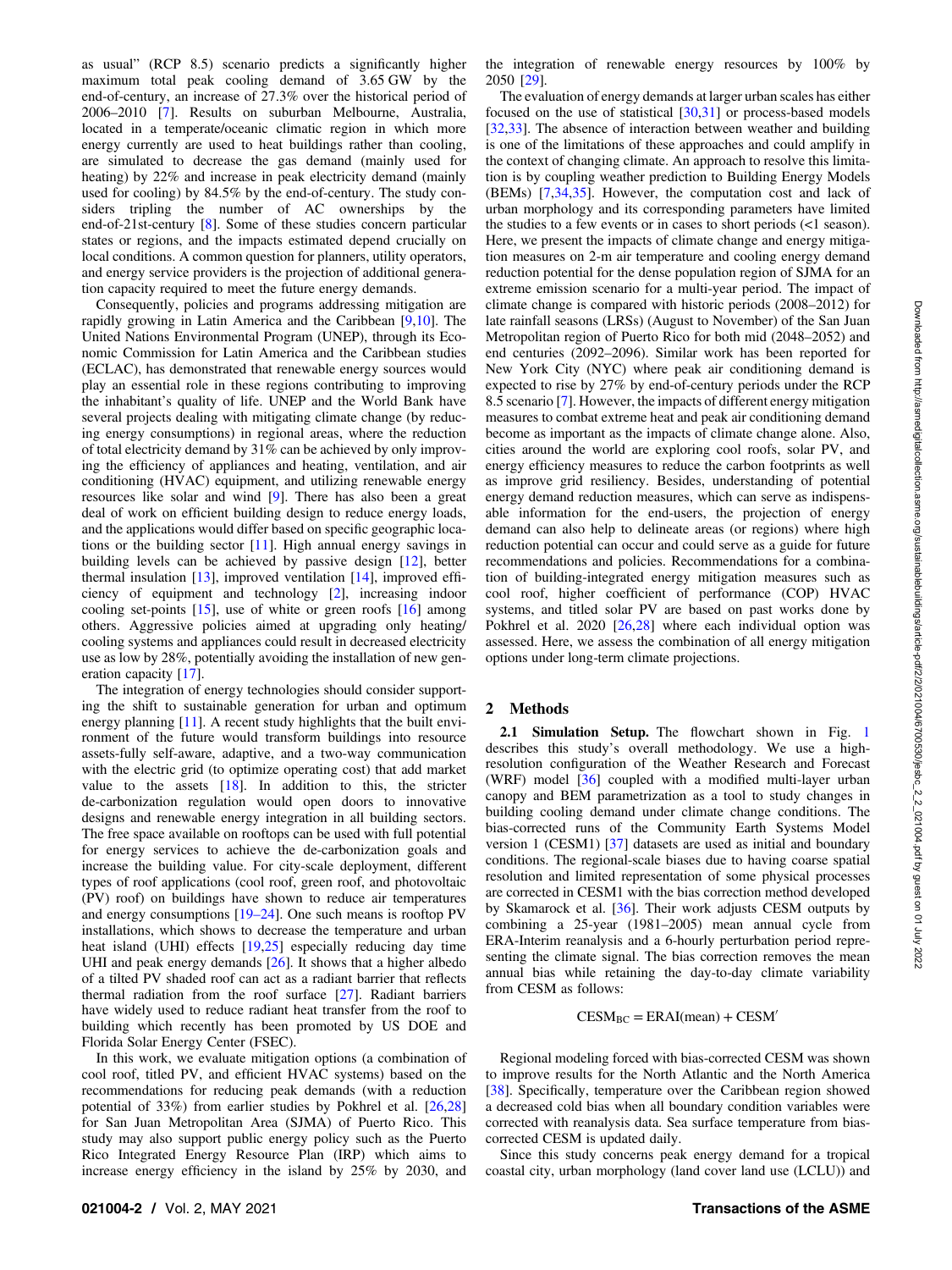as usual" (RCP 8.5) scenario predicts a significantly higher maximum total peak cooling demand of 3.65 GW by the end-of-century, an increase of 27.3% over the historical period of 2006–2010 [7]. Results on suburban Melbourne, Australia, located in a temperate/oceanic climatic region in which more energy currently are used to heat buildings rather than cooling, are simulated to decrease the gas demand (mainly used for heating) by 22% and increase in peak electricity demand (mainly used for cooling) by 84.5% by the end-of-century. The study considers tripling the number of AC ownerships by the end-of-21st-century [8]. Some of these studies concern particular states or regions, and the impacts estimated depend crucially on local conditions. A common question for planners, utility operators, and energy service providers is the projection of additional generation capacity required to meet the future energy demands.

Consequently, policies and programs addressing mitigation are rapidly growing in Latin America and the Caribbean [9,10]. The United Nations Environmental Program (UNEP), through its Economic Commission for Latin America and the Caribbean studies (ECLAC), has demonstrated that renewable energy sources would play an essential role in these regions contributing to improving the inhabitant's quality of life. UNEP and the World Bank have several projects dealing with mitigating climate change (by reducing energy consumptions) in regional areas, where the reduction of total electricity demand by 31% can be achieved by only improving the efficiency of appliances and heating, ventilation, and air conditioning (HVAC) equipment, and utilizing renewable energy resources like solar and wind [9]. There has also been a great deal of work on efficient building design to reduce energy loads, and the applications would differ based on specific geographic locations or the building sector [11]. High annual energy savings in building levels can be achieved by passive design [12], better thermal insulation [13], improved ventilation [14], improved efficiency of equipment and technology [2], increasing indoor cooling set-points [15], use of white or green roofs [16] among others. Aggressive policies aimed at upgrading only heating/cooling systems and appliances could result in decreased electricity use as low by 28%, potentially avoiding the installation of new generation capacity [17].

The integration of energy technologies should consider supporting the shift to sustainable generation for urban and optimum energy planning [11]. A recent study highlights that the built environment of the future would transform buildings into resource assets-fully self-aware, adaptive, and a two-way communication with the electric grid (to optimize operating cost) that add market value to the assets [18]. In addition to this, the stricter de-carbonization regulation would open doors to innovative designs and renewable energy integration in all building sectors. The free space available on rooftops can be used with full potential for energy services to achieve the de-carbonization goals and increase the building value. For city-scale deployment, different types of roof applications (cool roof, green roof, and photovoltaic (PV) roof) on buildings have shown to reduce air temperatures and energy consumptions [19–24]. One such means is rooftop PV installations, which shows to decrease the temperature and urban heat island (UHI) effects [19,25] especially reducing day time UHI and peak energy demands [26]. It shows that a higher albedo of a tilted PV shaded roof can act as a radiant barrier that reflects thermal radiation from the roof surface [27]. Radiant barriers have widely used to reduce radiant heat transfer from the roof to building which recently has been promoted by US DOE and Florida Solar Energy Center (FSEC).

In this work, we evaluate mitigation options (a combination of cool roof, titled PV, and efficient HVAC systems) based on the recommendations for reducing peak demands (with a reduction potential of 33%) from earlier studies by Pokhrel et al. [26,28] for San Juan Metropolitan Area (SJMA) of Puerto Rico. This study may also support public energy policy such as the Puerto Rico Integrated Energy Resource Plan (IRP) which aims to increase energy efficiency in the island by 25% by 2030, and the integration of renewable energy resources by 100% by 2050 [29].

The evaluation of energy demands at larger urban scales has either focused on the use of statistical [30,31] or process-based models [32,33]. The absence of interaction between weather and building is one of the limitations of these approaches and could amplify in the context of changing climate. An approach to resolve this limitation is by coupling weather prediction to Building Energy Models (BEMs) [7,34,35]. However, the computation cost and lack of urban morphology and its corresponding parameters have limited the studies to a few events or in cases to short periods (<1 season). Here, we present the impacts of climate change and energy mitigation measures on 2-m air temperature and cooling energy demand reduction potential for the dense population region of SJMA for an extreme emission scenario for a multi-year period. The impact of climate change is compared with historic periods (2008–2012) for late rainfall seasons (LRSs) (August to November) of the San Juan Metropolitan region of Puerto Rico for both mid (2048–2052) and end centuries (2092–2096). Similar work has been reported for New York City (NYC) where peak air conditioning demand is expected to rise by 27% by end-of-century periods under the RCP 8.5 scenario [7]. However, the impacts of different energy mitigation measures to combat extreme heat and peak air conditioning demand become as important as the impacts of climate change alone. Also, cities around the world are exploring cool roofs, solar PV, and energy efficiency measures to reduce the carbon footprints as well as improve grid resiliency. Besides, understanding of potential energy demand reduction measures, which can serve as indispensable information for the end-users, the projection of energy demand can also help to delineate areas (or regions) where high reduction potential can occur and could serve as a guide for future recommendations and policies. Recommendations for a combination of building-integrated energy mitigation measures such as cool roof, higher coefficient of performance (COP) HVAC systems, and titled solar PV are based on past works done by Pokhrel et al. 2020 [26,28] where each individual option was assessed. Here, we assess the combination of all energy mitigation options under long-term climate projections.

## 2 Methods

**2.1 Simulation Setup.** The flowchart shown in Fig. 1 describes this study's overall methodology. We use a high-resolution configuration of the Weather Research and Forecast (WRF) model [36] coupled with a modified multi-layer urban canopy and BEM parametrization as a tool to study changes in building cooling demand under climate change conditions. The bias-corrected runs of the Community Earth Systems Model version 1 (CESM1) [37] datasets are used as initial and boundary conditions. The regional-scale biases due to having coarse spatial resolution and limited representation of some physical processes are corrected in CESM1 with the bias correction method developed by Skamarock et al. [36]. Their work adjusts CESM outputs by combining a 25-year (1981–2005) mean annual cycle from ERA-Interim reanalysis and a 6-hourly perturbation period representing the climate signal. The bias correction removes the mean annual bias while retaining the day-to-day climate variability from CESM as follows:

$$\mathrm{CESM_{BC}} = \mathrm{ERAI(mean)} + \mathrm{CESM}'$$

Regional modeling forced with bias-corrected CESM was shown to improve results for the North Atlantic and the North America [38]. Specifically, temperature over the Caribbean region showed a decreased cold bias when all boundary condition variables were corrected with reanalysis data. Sea surface temperature from bias-corrected CESM is updated daily.

Since this study concerns peak energy demand for a tropical coastal city, urban morphology (land cover land use (LCLU)) and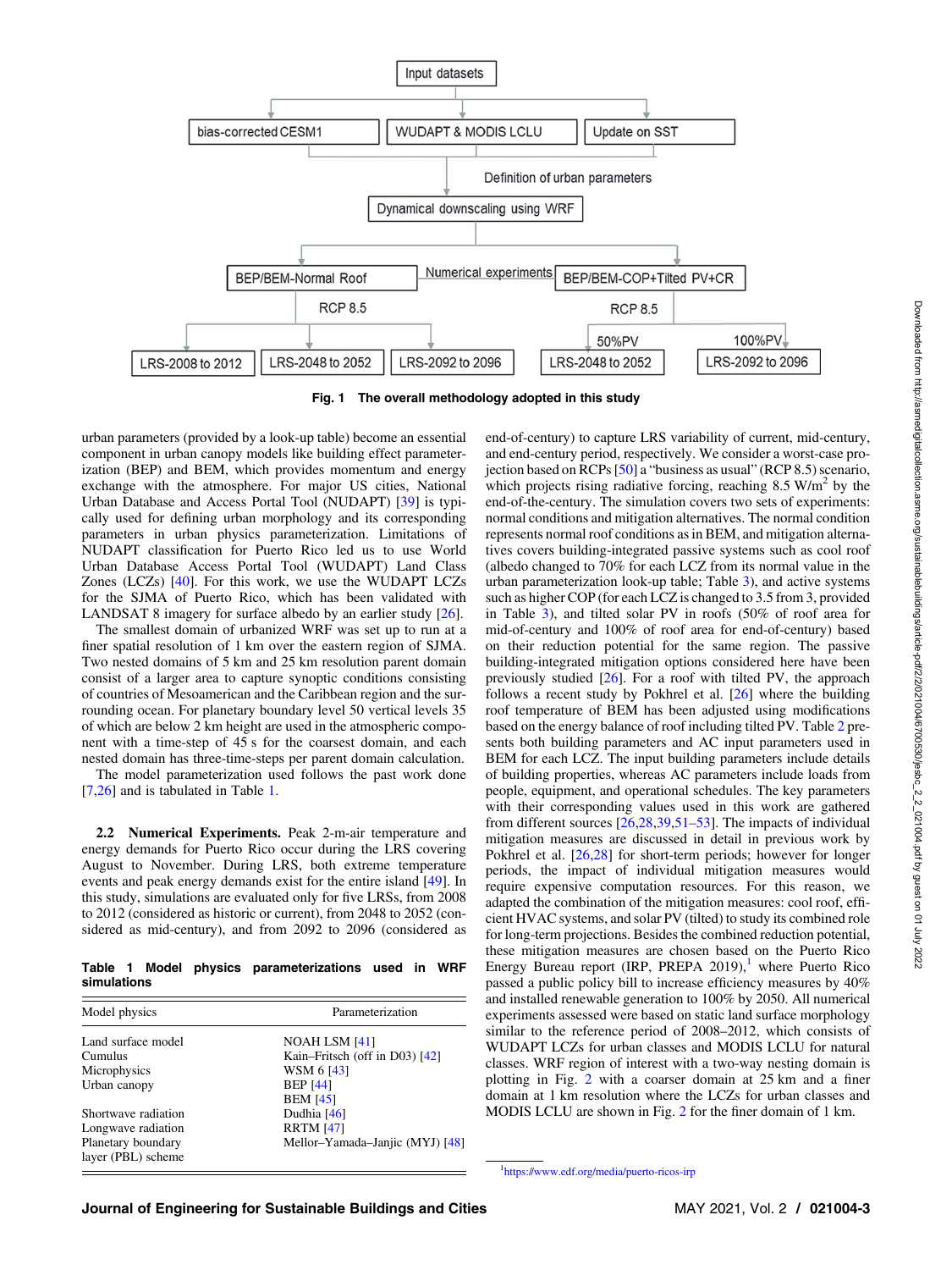Input datasets

bias-corrected CESM1 | WUDAPT & MODIS LCLU | Update on SST

Definition of urban parameters

Dynamical downscaling using WRF

BEP/BEM-Normal Roof | Numerical experiments | BEP/BEM-COP+Tilted PV+CR

RCP 8.5 | RCP 8.5

LRS-2008 to 2012 | LRS-2048 to 2052 | LRS-2092 to 2096 | 50%PV LRS-2048 to 2052 | 100%PV LRS-2092 to 2096

**Fig. 1 The overall methodology adopted in this study**

urban parameters (provided by a look-up table) become an essential component in urban canopy models like building effect parameterization (BEP) and BEM, which provides momentum and energy exchange with the atmosphere. For major US cities, National Urban Database and Access Portal Tool (NUDAPT) [39] is typically used for defining urban morphology and its corresponding parameters in urban physics parameterization. Limitations of NUDAPT classification for Puerto Rico led us to use World Urban Database Access Portal Tool (WUDAPT) Land Class Zones (LCZs) [40]. For this work, we use the WUDAPT LCZs for the SJMA of Puerto Rico, which has been validated with LANDSAT 8 imagery for surface albedo by an earlier study [26].

The smallest domain of urbanized WRF was set up to run at a finer spatial resolution of 1 km over the eastern region of SJMA. Two nested domains of 5 km and 25 km resolution parent domain consist of a larger area to capture synoptic conditions consisting of countries of Mesoamerican and the Caribbean region and the surrounding ocean. For planetary boundary level 50 vertical levels 35 of which are below 2 km height are used in the atmospheric component with a time-step of 45 s for the coarsest domain, and each nested domain has three-time-steps per parent domain calculation.

The model parameterization used follows the past work done [7,26] and is tabulated in Table 1.

### 2.2 Numerical Experiments.

Peak 2-m-air temperature and energy demands for Puerto Rico occur during the LRS covering August to November. During LRS, both extreme temperature events and peak energy demands exist for the entire island [49]. In this study, simulations are evaluated only for five LRSs, from 2008 to 2012 (considered as historic or current), from 2048 to 2052 (considered as mid-century), and from 2092 to 2096 (considered as end-of-century) to capture LRS variability of current, mid-century, and end-century period, respectively. We consider a worst-case projection based on RCPs [50] a "business as usual" (RCP 8.5) scenario, which projects rising radiative forcing, reaching 8.5 W/m$^2$ by the end-of-the-century. The simulation covers two sets of experiments: normal conditions and mitigation alternatives. The normal condition represents normal roof conditions as in BEM, and mitigation alternatives covers building-integrated passive systems such as cool roof (albedo changed to 70% for each LCZ from its normal value in the urban parameterization look-up table; Table 3), and active systems such as higher COP (for each LCZ is changed to 3.5 from 3, provided in Table 3), and tilted solar PV in roofs (50% of roof area for mid-of-century and 100% of roof area for end-of-century) based on their reduction potential for the same region. The passive building-integrated mitigation options considered here have been previously studied [26]. For a roof with tilted PV, the approach follows a recent study by Pokhrel et al. [26] where the building roof temperature of BEM has been adjusted using modifications based on the energy balance of roof including tilted PV. Table 2 presents both building parameters and AC input parameters used in BEM for each LCZ. The input building parameters include details of building properties, whereas AC parameters include loads from people, equipment, and operational schedules. The key parameters with their corresponding values used in this work are gathered from different sources [26,28,39,51–53]. The impacts of individual mitigation measures are discussed in detail in previous work by Pokhrel et al. [26,28] for short-term periods; however for longer periods, the impact of individual mitigation measures would require expensive computation resources. For this reason, we adapted the combination of the mitigation measures: cool roof, efficient HVAC systems, and solar PV (tilted) to study its combined role for long-term projections. Besides the combined reduction potential, these mitigation measures are chosen based on the Puerto Rico Energy Bureau report (IRP, PREPA 2019),[1] where Puerto Rico passed a public policy bill to increase efficiency measures by 40% and installed renewable generation to 100% by 2050. All numerical experiments assessed were based on static land surface morphology similar to the reference period of 2008–2012, which consists of WUDAPT LCZs for urban classes and MODIS LCLU for natural classes. WRF region of interest with a two-way nesting domain is plotting in Fig. 2 with a coarser domain at 25 km and a finer domain at 1 km resolution where the LCZs for urban classes and MODIS LCLU are shown in Fig. 2 for the finer domain of 1 km.

**Table 1 Model physics parameterizations used in WRF simulations**

| Model physics | Parameterization |
|---|---|
| Land surface model | NOAH LSM [41] |
| Cumulus | Kain–Fritsch (off in D03) [42] |
| Microphysics | WSM 6 [43] |
| Urban canopy | BEP [44] |
| | BEM [45] |
| Shortwave radiation | Dudhia [46] |
| Longwave radiation | RRTM [47] |
| Planetary boundary layer (PBL) scheme | Mellor–Yamada–Janjic (MYJ) [48] |

[1] https://www.edf.org/media/puerto-ricos-irp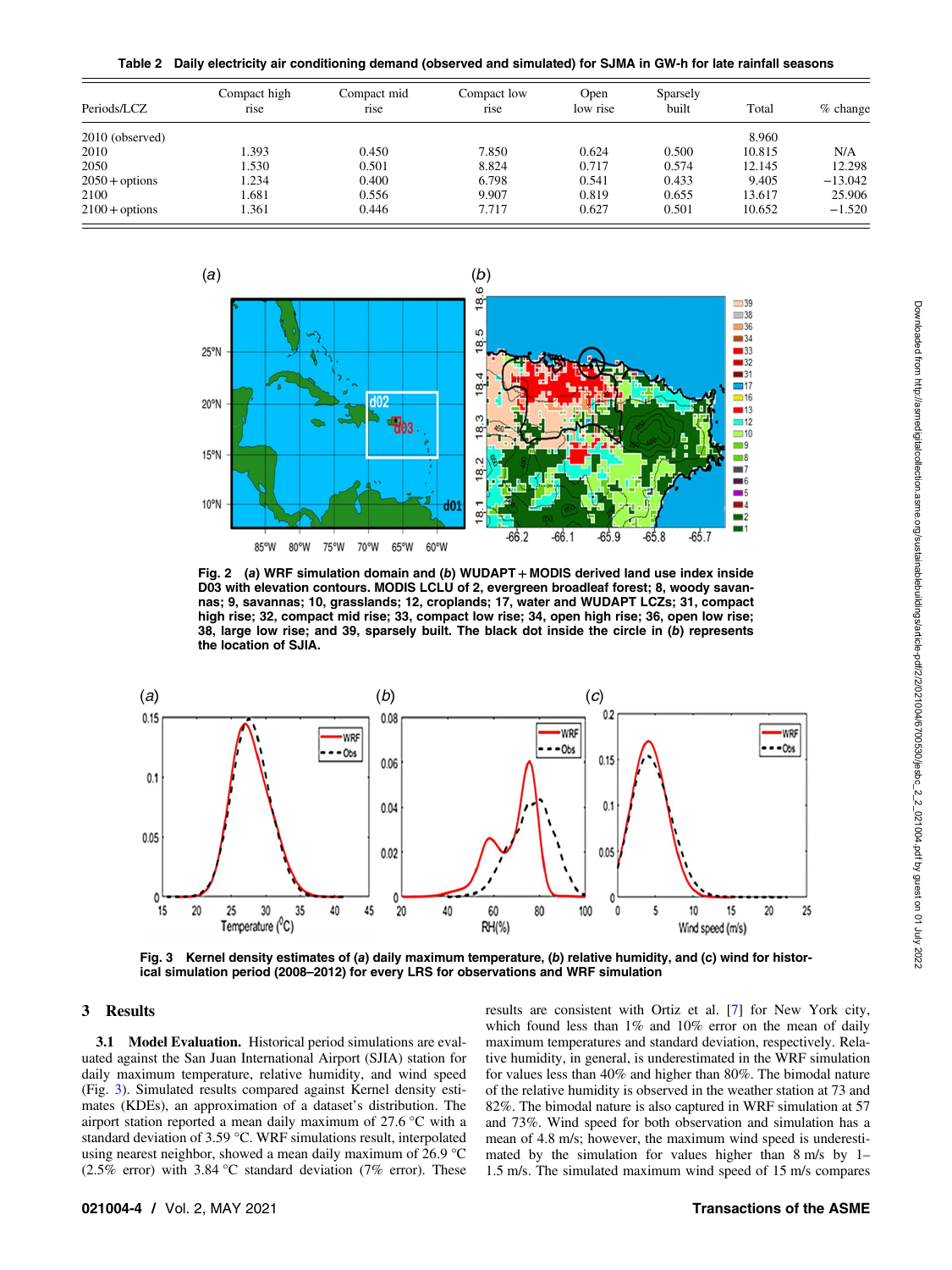**Table 2 Daily electricity air conditioning demand (observed and simulated) for SJMA in GW-h for late rainfall seasons**

| Periods/LCZ | Compact high rise | Compact mid rise | Compact low rise | Open low rise | Sparsely built | Total | % change |
|---|---|---|---|---|---|---|---|
| 2010 (observed) | | | | | | 8.960 | |
| 2010 | 1.393 | 0.450 | 7.850 | 0.624 | 0.500 | 10.815 | N/A |
| 2050 | 1.530 | 0.501 | 8.824 | 0.717 | 0.574 | 12.145 | 12.298 |
| 2050 + options | 1.234 | 0.400 | 6.798 | 0.541 | 0.433 | 9.405 | −13.042 |
| 2100 | 1.681 | 0.556 | 9.907 | 0.819 | 0.655 | 13.617 | 25.906 |
| 2100 + options | 1.361 | 0.446 | 7.717 | 0.627 | 0.501 | 10.652 | −1.520 |

**Fig. 2** (*a*) WRF simulation domain and (*b*) WUDAPT + MODIS derived land use index inside D03 with elevation contours. MODIS LCLU of 2, evergreen broadleaf forest; 8, woody savannas; 9, savannas; 10, grasslands; 12, croplands; 17, water and WUDAPT LCZs; 31, compact high rise; 32, compact mid rise; 33, compact low rise; 34, open high rise; 36, open low rise; 38, large low rise; and 39, sparsely built. The black dot inside the circle in (*b*) represents the location of SJIA.

**Fig. 3** Kernel density estimates of (*a*) daily maximum temperature, (*b*) relative humidity, and (*c*) wind for historical simulation period (2008–2012) for every LRS for observations and WRF simulation

## 3 Results

**3.1 Model Evaluation.** Historical period simulations are evaluated against the San Juan International Airport (SJIA) station for daily maximum temperature, relative humidity, and wind speed (Fig. 3). Simulated results compared against Kernel density estimates (KDEs), an approximation of a dataset's distribution. The airport station reported a mean daily maximum of 27.6 °C with a standard deviation of 3.59 °C. WRF simulations result, interpolated using nearest neighbor, showed a mean daily maximum of 26.9 °C (2.5% error) with 3.84 °C standard deviation (7% error). These results are consistent with Ortiz et al. [7] for New York city, which found less than 1% and 10% error on the mean of daily maximum temperatures and standard deviation, respectively. Relative humidity, in general, is underestimated in the WRF simulation for values less than 40% and higher than 80%. The bimodal nature of the relative humidity is observed in the weather station at 73 and 82%. The bimodal nature is also captured in WRF simulation at 57 and 73%. Wind speed for both observation and simulation has a mean of 4.8 m/s; however, the maximum wind speed is underestimated by the simulation for values higher than 8 m/s by 1–1.5 m/s. The simulated maximum wind speed of 15 m/s compares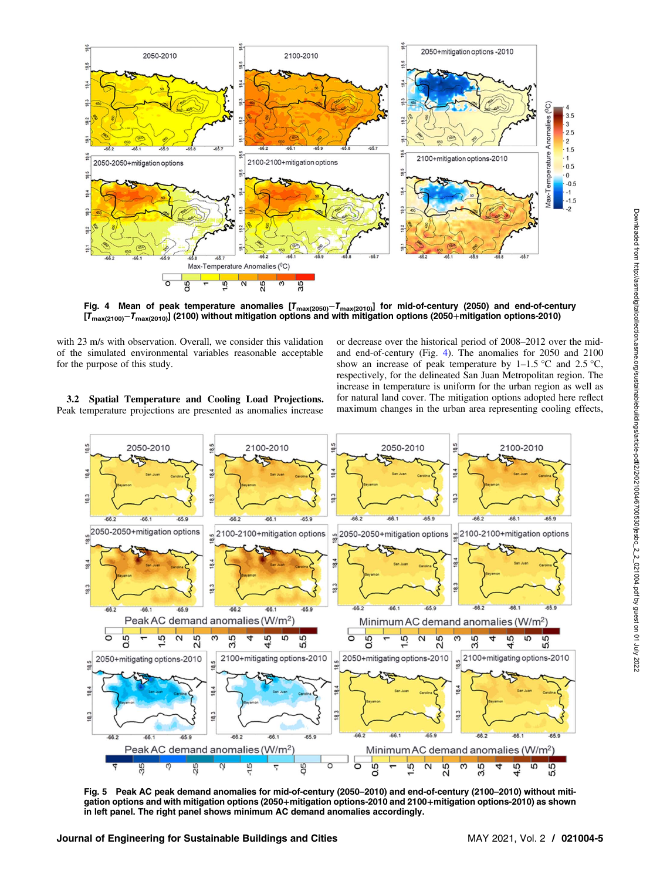Fig. 4 Mean of peak temperature anomalies [$T_{max(2050)} - T_{max(2010)}$] for mid-of-century (2050) and end-of-century [$T_{max(2100)} - T_{max(2010)}$] (2100) without mitigation options and with mitigation options (2050+mitigation options-2010)

with 23 m/s with observation. Overall, we consider this validation of the simulated environmental variables reasonable acceptable for the purpose of this study.

**3.2 Spatial Temperature and Cooling Load Projections.** Peak temperature projections are presented as anomalies increase or decrease over the historical period of 2008–2012 over the mid- and end-of-century (Fig. 4). The anomalies for 2050 and 2100 show an increase of peak temperature by 1–1.5 °C and 2.5 °C, respectively, for the delineated San Juan Metropolitan region. The increase in temperature is uniform for the urban region as well as for natural land cover. The mitigation options adopted here reflect maximum changes in the urban area representing cooling effects,

Fig. 5 Peak AC peak demand anomalies for mid-of-century (2050–2010) and end-of-century (2100–2010) without mitigation options and with mitigation options (2050+mitigation options-2010 and 2100+mitigation options-2010) as shown in left panel. The right panel shows minimum AC demand anomalies accordingly.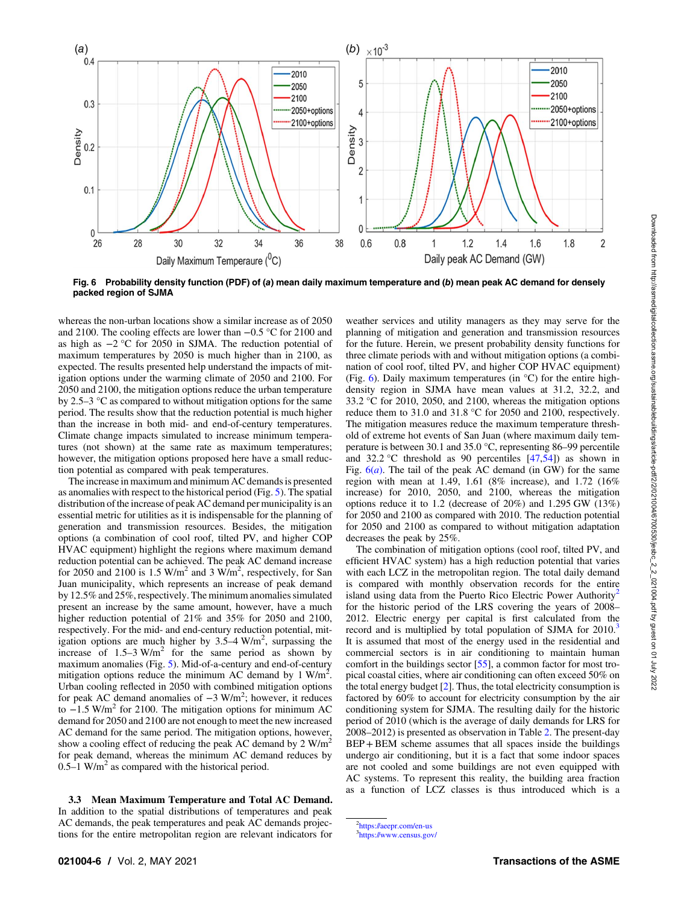Fig. 6 Probability density function (PDF) of (a) mean daily maximum temperature and (b) mean peak AC demand for densely packed region of SJMA

whereas the non-urban locations show a similar increase as of 2050 and 2100. The cooling effects are lower than −0.5 °C for 2100 and as high as −2 °C for 2050 in SJMA. The reduction potential of maximum temperatures by 2050 is much higher than in 2100, as expected. The results presented help understand the impacts of mitigation options under the warming climate of 2050 and 2100. For 2050 and 2100, the mitigation options reduce the urban temperature by 2.5–3 °C as compared to without mitigation options for the same period. The results show that the reduction potential is much higher than the increase in both mid- and end-of-century temperatures. Climate change impacts simulated to increase minimum temperatures (not shown) at the same rate as maximum temperatures; however, the mitigation options proposed here have a small reduction potential as compared with peak temperatures.

The increase in maximum and minimum AC demands is presented as anomalies with respect to the historical period (Fig. 5). The spatial distribution of the increase of peak AC demand per municipality is an essential metric for utilities as it is indispensable for the planning of generation and transmission resources. Besides, the mitigation options (a combination of cool roof, tilted PV, and higher COP HVAC equipment) highlight the regions where maximum demand reduction potential can be achieved. The peak AC demand increase for 2050 and 2100 is 1.5 W/m$^2$ and 3 W/m$^2$, respectively, for San Juan municipality, which represents an increase of peak demand by 12.5% and 25%, respectively. The minimum anomalies simulated present an increase by the same amount, however, have a much higher reduction potential of 21% and 35% for 2050 and 2100, respectively. For the mid- and end-century reduction potential, mitigation options are much higher by 3.5–4 W/m$^2$, surpassing the increase of 1.5–3 W/m$^2$ for the same period as shown by maximum anomalies (Fig. 5). Mid-of-a-century and end-of-century mitigation options reduce the minimum AC demand by 1 W/m$^2$. Urban cooling reflected in 2050 with combined mitigation options for peak AC demand anomalies of −3 W/m$^2$; however, it reduces to −1.5 W/m$^2$ for 2100. The mitigation options for minimum AC demand for 2050 and 2100 are not enough to meet the new increased AC demand for the same period. The mitigation options, however, show a cooling effect of reducing the peak AC demand by 2 W/m$^2$ for peak demand, whereas the minimum AC demand reduces by 0.5–1 W/m$^2$ as compared with the historical period.

### 3.3 Mean Maximum Temperature and Total AC Demand.

In addition to the spatial distributions of temperatures and peak AC demands, the peak temperatures and peak AC demands projections for the entire metropolitan region are relevant indicators for weather services and utility managers as they may serve for the planning of mitigation and generation and transmission resources for the future. Herein, we present probability density functions for three climate periods with and without mitigation options (a combination of cool roof, tilted PV, and higher COP HVAC equipment) (Fig. 6). Daily maximum temperatures (in °C) for the entire high-density region in SJMA have mean values at 31.2, 32.2, and 33.2 °C for 2010, 2050, and 2100, whereas the mitigation options reduce them to 31.0 and 31.8 °C for 2050 and 2100, respectively. The mitigation measures reduce the maximum temperature threshold of extreme hot events of San Juan (where maximum daily temperature is between 30.1 and 35.0 °C, representing 86–99 percentile and 32.2 °C threshold as 90 percentiles [47,54]) as shown in Fig. 6(a). The tail of the peak AC demand (in GW) for the same region with mean at 1.49, 1.61 (8% increase), and 1.72 (16% increase) for 2010, 2050, and 2100, whereas the mitigation options reduce it to 1.2 (decrease of 20%) and 1.295 GW (13%) for 2050 and 2100 as compared with 2010. The reduction potential for 2050 and 2100 as compared to without mitigation adaptation decreases the peak by 25%.

The combination of mitigation options (cool roof, tilted PV, and efficient HVAC system) has a high reduction potential that varies with each LCZ in the metropolitan region. The total daily demand is compared with monthly observation records for the entire island using data from the Puerto Rico Electric Power Authority[2] for the historic period of the LRS covering the years of 2008–2012. Electric energy per capital is first calculated from the record and is multiplied by total population of SJMA for 2010.[3] It is assumed that most of the energy used in the residential and commercial sectors is in air conditioning to maintain human comfort in the buildings sector [55], a common factor for most tropical coastal cities, where air conditioning can often exceed 50% on the total energy budget [2]. Thus, the total electricity consumption is factored by 60% to account for electricity consumption by the air conditioning system for SJMA. The resulting daily for the historic period of 2010 (which is the average of daily demands for LRS for 2008–2012) is presented as observation in Table 2. The present-day BEP + BEM scheme assumes that all spaces inside the buildings undergo air conditioning, but it is a fact that some indoor spaces are not cooled and some buildings are not even equipped with AC systems. To represent this reality, the building area fraction as a function of LCZ classes is thus introduced which is a

[2] https://aeepr.com/en-us
[3] https://www.census.gov/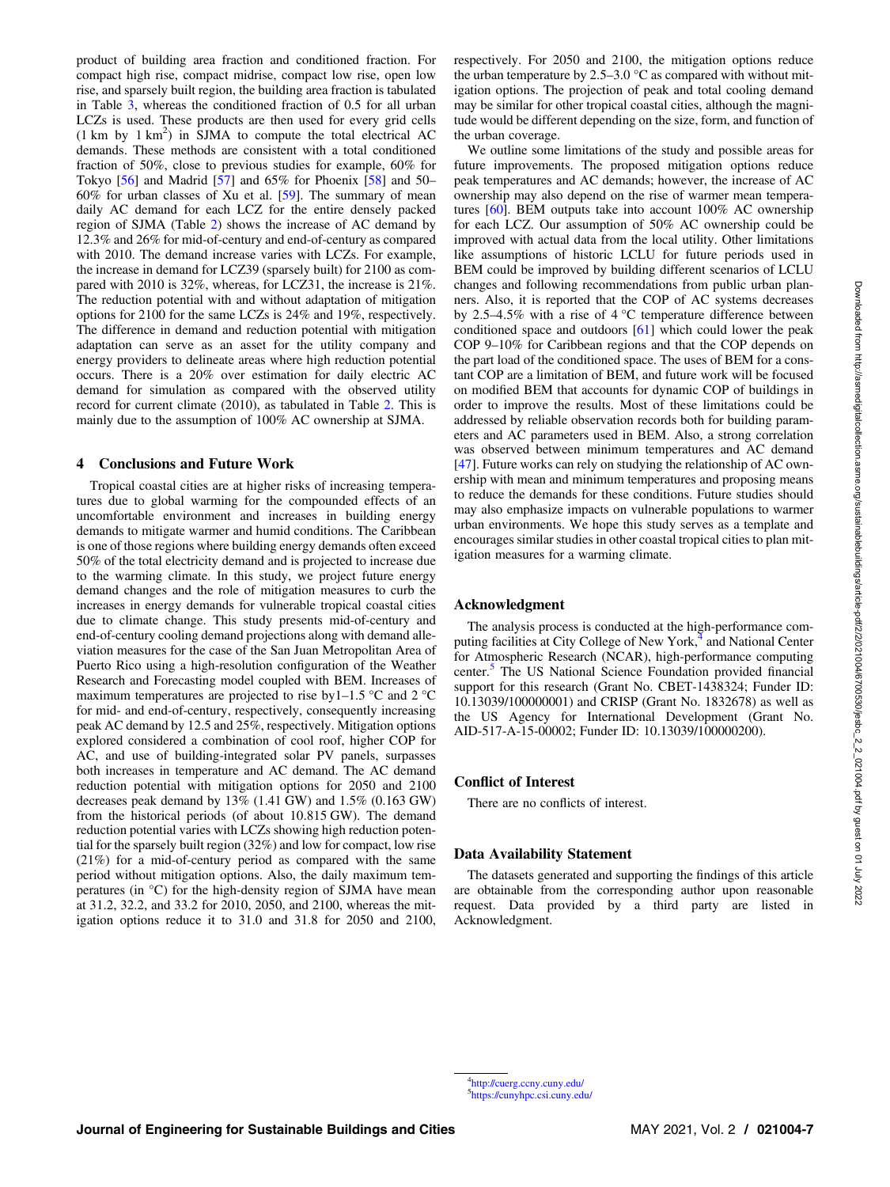product of building area fraction and conditioned fraction. For compact high rise, compact midrise, compact low rise, open low rise, and sparsely built region, the building area fraction is tabulated in Table 3, whereas the conditioned fraction of 0.5 for all urban LCZs is used. These products are then used for every grid cells (1 km by 1 $km^2$) in SJMA to compute the total electrical AC demands. These methods are consistent with a total conditioned fraction of 50%, close to previous studies for example, 60% for Tokyo [56] and Madrid [57] and 65% for Phoenix [58] and 50–60% for urban classes of Xu et al. [59]. The summary of mean daily AC demand for each LCZ for the entire densely packed region of SJMA (Table 2) shows the increase of AC demand by 12.3% and 26% for mid-of-century and end-of-century as compared with 2010. The demand increase varies with LCZs. For example, the increase in demand for LCZ39 (sparsely built) for 2100 as compared with 2010 is 32%, whereas, for LCZ31, the increase is 21%. The reduction potential with and without adaptation of mitigation options for 2100 for the same LCZs is 24% and 19%, respectively. The difference in demand and reduction potential with mitigation adaptation can serve as an asset for the utility company and energy providers to delineate areas where high reduction potential occurs. There is a 20% over estimation for daily electric AC demand for simulation as compared with the observed utility record for current climate (2010), as tabulated in Table 2. This is mainly due to the assumption of 100% AC ownership at SJMA.

## 4 Conclusions and Future Work

Tropical coastal cities are at higher risks of increasing temperatures due to global warming for the compounded effects of an uncomfortable environment and increases in building energy demands to mitigate warmer and humid conditions. The Caribbean is one of those regions where building energy demands often exceed 50% of the total electricity demand and is projected to increase due to the warming climate. In this study, we project future energy demand changes and the role of mitigation measures to curb the increases in energy demands for vulnerable tropical coastal cities due to climate change. This study presents mid-of-century and end-of-century cooling demand projections along with demand alleviation measures for the case of the San Juan Metropolitan Area of Puerto Rico using a high-resolution configuration of the Weather Research and Forecasting model coupled with BEM. Increases of maximum temperatures are projected to rise by1–1.5 °C and 2 °C for mid- and end-of-century, respectively, consequently increasing peak AC demand by 12.5 and 25%, respectively. Mitigation options explored considered a combination of cool roof, higher COP for AC, and use of building-integrated solar PV panels, surpasses both increases in temperature and AC demand. The AC demand reduction potential with mitigation options for 2050 and 2100 decreases peak demand by 13% (1.41 GW) and 1.5% (0.163 GW) from the historical periods (of about 10.815 GW). The demand reduction potential varies with LCZs showing high reduction potential for the sparsely built region (32%) and low for compact, low rise (21%) for a mid-of-century period as compared with the same period without mitigation options. Also, the daily maximum temperatures (in °C) for the high-density region of SJMA have mean at 31.2, 32.2, and 33.2 for 2010, 2050, and 2100, whereas the mitigation options reduce it to 31.0 and 31.8 for 2050 and 2100, respectively. For 2050 and 2100, the mitigation options reduce the urban temperature by 2.5–3.0 °C as compared with without mitigation options. The projection of peak and total cooling demand may be similar for other tropical coastal cities, although the magnitude would be different depending on the size, form, and function of the urban coverage.

We outline some limitations of the study and possible areas for future improvements. The proposed mitigation options reduce peak temperatures and AC demands; however, the increase of AC ownership may also depend on the rise of warmer mean temperatures [60]. BEM outputs take into account 100% AC ownership for each LCZ. Our assumption of 50% AC ownership could be improved with actual data from the local utility. Other limitations like assumptions of historic LCLU for future periods used in BEM could be improved by building different scenarios of LCLU changes and following recommendations from public urban planners. Also, it is reported that the COP of AC systems decreases by 2.5–4.5% with a rise of 4 °C temperature difference between conditioned space and outdoors [61] which could lower the peak COP 9–10% for Caribbean regions and that the COP depends on the part load of the conditioned space. The uses of BEM for a constant COP are a limitation of BEM, and future work will be focused on modified BEM that accounts for dynamic COP of buildings in order to improve the results. Most of these limitations could be addressed by reliable observation records both for building parameters and AC parameters used in BEM. Also, a strong correlation was observed between minimum temperatures and AC demand [47]. Future works can rely on studying the relationship of AC ownership with mean and minimum temperatures and proposing means to reduce the demands for these conditions. Future studies should may also emphasize impacts on vulnerable populations to warmer urban environments. We hope this study serves as a template and encourages similar studies in other coastal tropical cities to plan mitigation measures for a warming climate.

## Acknowledgment

The analysis process is conducted at the high-performance computing facilities at City College of New York,[4] and National Center for Atmospheric Research (NCAR), high-performance computing center.[5] The US National Science Foundation provided financial support for this research (Grant No. CBET-1438324; Funder ID: 10.13039/100000001) and CRISP (Grant No. 1832678) as well as the US Agency for International Development (Grant No. AID-517-A-15-00002; Funder ID: 10.13039/100000200).

## Conflict of Interest

There are no conflicts of interest.

## Data Availability Statement

The datasets generated and supporting the findings of this article are obtainable from the corresponding author upon reasonable request. Data provided by a third party are listed in Acknowledgment.

---

[4] http://cuerg.ccny.cuny.edu/

[5] https://cunyhpc.csi.cuny.edu/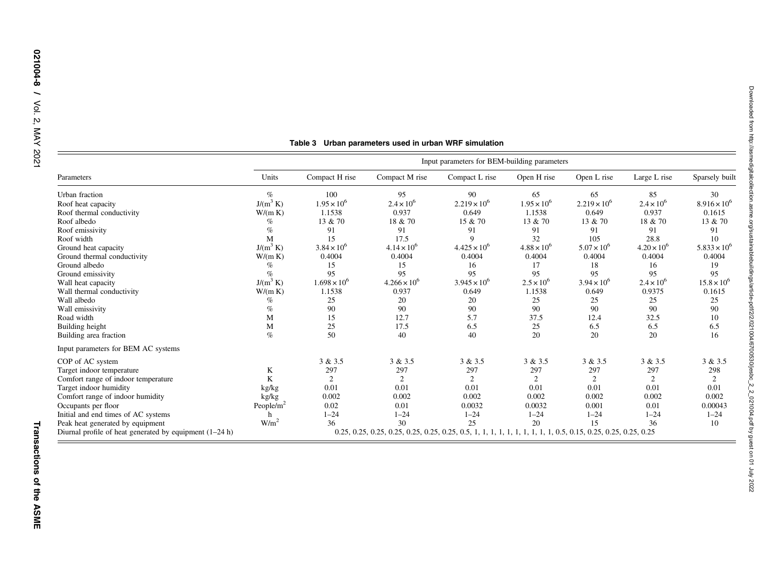**Table 3 Urban parameters used in urban WRF simulation**

| Parameters | Units | Input parameters for BEM-building parameters | | | | | | |
|---|---|---|---|---|---|---|---|---|
| | | Compact H rise | Compact M rise | Compact L rise | Open H rise | Open L rise | Large L rise | Sparsely built |
| Urban fraction | % | 100 | 95 | 90 | 65 | 65 | 85 | 30 |
| Roof heat capacity | J/(m$^3$ K) | $1.95\times10^6$ | $2.4\times10^6$ | $2.219\times10^6$ | $1.95\times10^6$ | $2.219\times10^6$ | $2.4\times10^6$ | $8.916\times10^6$ |
| Roof thermal conductivity | W/(m K) | 1.1538 | 0.937 | 0.649 | 1.1538 | 0.649 | 0.937 | 0.1615 |
| Roof albedo | % | 13 & 70 | 18 & 70 | 15 & 70 | 13 & 70 | 13 & 70 | 18 & 70 | 13 & 70 |
| Roof emissivity | % | 91 | 91 | 91 | 91 | 91 | 91 | 91 |
| Roof width | M | 15 | 17.5 | 9 | 32 | 105 | 28.8 | 10 |
| Ground heat capacity | J/(m$^3$ K) | $3.84\times10^6$ | $4.14\times10^6$ | $4.425\times10^6$ | $4.88\times10^6$ | $5.07\times10^6$ | $4.20\times10^6$ | $5.833\times10^6$ |
| Ground thermal conductivity | W/(m K) | 0.4004 | 0.4004 | 0.4004 | 0.4004 | 0.4004 | 0.4004 | 0.4004 |
| Ground albedo | % | 15 | 15 | 16 | 17 | 18 | 16 | 19 |
| Ground emissivity | % | 95 | 95 | 95 | 95 | 95 | 95 | 95 |
| Wall heat capacity | J/(m$^3$ K) | $1.698\times10^6$ | $4.266\times10^6$ | $3.945\times10^6$ | $2.5\times10^6$ | $3.94\times10^6$ | $2.4\times10^6$ | $15.8\times10^6$ |
| Wall thermal conductivity | W/(m K) | 1.1538 | 0.937 | 0.649 | 1.1538 | 0.649 | 0.9375 | 0.1615 |
| Wall albedo | % | 25 | 20 | 20 | 25 | 25 | 25 | 25 |
| Wall emissivity | % | 90 | 90 | 90 | 90 | 90 | 90 | 90 |
| Road width | M | 15 | 12.7 | 5.7 | 37.5 | 12.4 | 32.5 | 10 |
| Building height | M | 25 | 17.5 | 6.5 | 25 | 6.5 | 6.5 | 6.5 |
| Building area fraction | % | 50 | 40 | 40 | 20 | 20 | 20 | 16 |
| Input parameters for BEM AC systems | | | | | | | | |
| COP of AC system | | 3 & 3.5 | 3 & 3.5 | 3 & 3.5 | 3 & 3.5 | 3 & 3.5 | 3 & 3.5 | 3 & 3.5 |
| Target indoor temperature | K | 297 | 297 | 297 | 297 | 297 | 297 | 298 |
| Comfort range of indoor temperature | K | 2 | 2 | 2 | 2 | 2 | 2 | 2 |
| Target indoor humidity | kg/kg | 0.01 | 0.01 | 0.01 | 0.01 | 0.01 | 0.01 | 0.01 |
| Comfort range of indoor humidity | kg/kg | 0.002 | 0.002 | 0.002 | 0.002 | 0.002 | 0.002 | 0.002 |
| Occupants per floor | People/m$^2$ | 0.02 | 0.01 | 0.0032 | 0.0032 | 0.001 | 0.01 | 0.00043 |
| Initial and end times of AC systems | h | 1–24 | 1–24 | 1–24 | 1–24 | 1–24 | 1–24 | 1–24 |
| Peak heat generated by equipment | W/m$^2$ | 36 | 30 | 25 | 20 | 15 | 36 | 10 |
| Diurnal profile of heat generated by equipment (1–24 h) | | 0.25, 0.25, 0.25, 0.25, 0.25, 0.25, 0.25, 0.5, 1, 1, 1, 1, 1, 1, 1, 1, 1, 1, 0.5, 0.15, 0.25, 0.25, 0.25, 0.25 | | | | | | |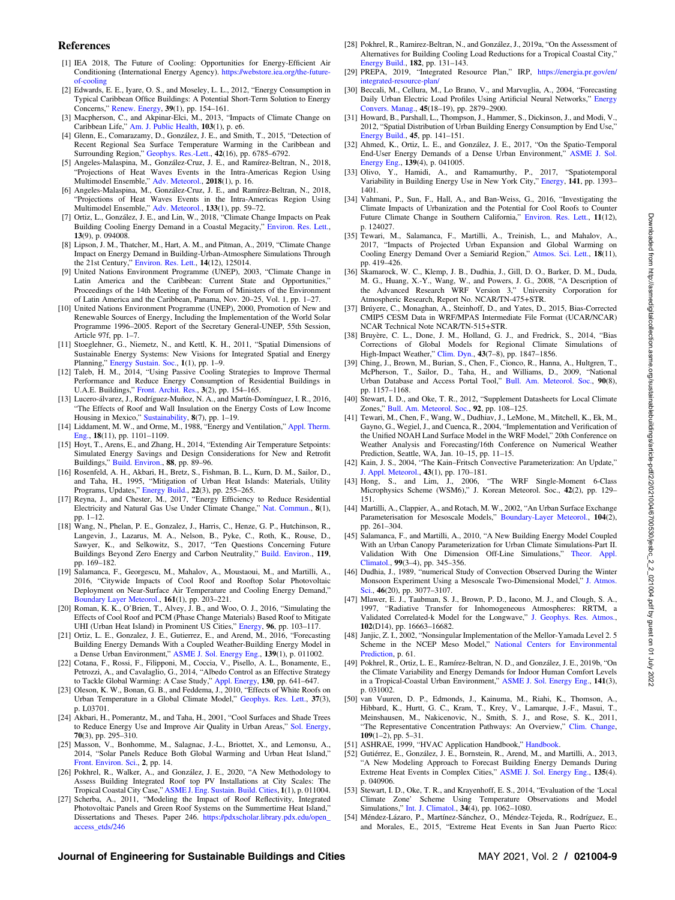## References

[1] IEA 2018, The Future of Cooling: Opportunities for Energy-Efficient Air Conditioning (International Energy Agency). https://webstore.iea.org/the-future-of-cooling

[2] Edwards, E. E., Iyare, O. S., and Moseley, L. L., 2012, "Energy Consumption in Typical Caribbean Office Buildings: A Potential Short-Term Solution to Energy Concerns," Renew. Energy, **39**(1), pp. 154–161.

[3] Macpherson, C., and Akpinar-Elci, M., 2013, "Impacts of Climate Change on Caribbean Life," Am. J. Public Health, **103**(1), p. e6.

[4] Glenn, E., Comarazamy, D., González, J. E., and Smith, T., 2015, "Detection of Recent Regional Sea Surface Temperature Warming in the Caribbean and Surrounding Region," Geophys. Res.-Lett., **42**(16), pp. 6785–6792.

[5] Angeles-Malaspina, M., González-Cruz, J. E., and Ramírez-Beltran, N., 2018, "Projections of Heat Waves Events in the Intra-Americas Region Using Multimodel Ensemble," Adv. Meteorol., **2018**(1), p. 16.

[6] Angeles-Malaspina, M., González-Cruz, J. E., and Ramírez-Beltran, N., 2018, "Projections of Heat Waves Events in the Intra-Americas Region Using Multimodel Ensemble," Adv. Meteorol., **133**(1), pp. 59–72.

[7] Ortiz, L., González, J. E., and Lin, W., 2018, "Climate Change Impacts on Peak Building Cooling Energy Demand in a Coastal Megacity," Environ. Res. Lett., **13**(9), p. 094008.

[8] Lipson, J. M., Thatcher, M., Hart, A. M., and Pitman, A., 2019, "Climate Change Impact on Energy Demand in Building-Urban-Atmosphere Simulations Through the 21st Century," Environ. Res. Lett., **14**(12), 125014.

[9] United Nations Environment Programme (UNEP), 2003, "Climate Change in Latin America and the Caribbean: Current State and Opportunities," Proceedings of the 14th Meeting of the Forum of Ministers of the Environment of Latin America and the Caribbean, Panama, Nov. 20–25, Vol. 1, pp. 1–27.

[10] United Nations Environment Programme (UNEP), 2000, Promotion of New and Renewable Sources of Energy, Including the Implementation of the World Solar Programme 1996–2005. Report of the Secretary General-UNEP, 55th Session, Article 97f, pp. 1–7.

[11] Stoeglehner, G., Niemetz, N., and Kettl, K. H., 2011, "Spatial Dimensions of Sustainable Energy Systems: New Visions for Integrated Spatial and Energy Planning," Energy Sustain. Soc., **1**(1), pp. 1–9.

[12] Taleb, H. M., 2014, "Using Passive Cooling Strategies to Improve Thermal Performance and Reduce Energy Consumption of Residential Buildings in U.A.E. Buildings," Front. Archit. Res., **3**(2), pp. 154–165.

[13] Lucero-álvarez, J., Rodríguez-Muñoz, N. A., and Martín-Domínguez, I. R., 2016, "The Effects of Roof and Wall Insulation on the Energy Costs of Low Income Housing in Mexico," Sustainability, **8**(7), pp. 1–19.

[14] Liddament, M. W., and Orme, M., 1988, "Energy and Ventilation," Appl. Therm. Eng., **18**(11), pp. 1101–1109.

[15] Hoyt, T., Arens, E., and Zhang, H., 2014, "Extending Air Temperature Setpoints: Simulated Energy Savings and Design Considerations for New and Retrofit Buildings," Build. Environ., **88**, pp. 89–96.

[16] Rosenfeld, A. H., Akbari, H., Bretz, S., Fishman, B. L., Kurn, D. M., Sailor, D., and Taha, H., 1995, "Mitigation of Urban Heat Islands: Materials, Utility Programs, Updates," Energy Build., **22**(3), pp. 255–265.

[17] Reyna, J., and Chester, M., 2017, "Energy Efficiency to Reduce Residential Electricity and Natural Gas Use Under Climate Change," Nat. Commun., **8**(1), pp. 1–12.

[18] Wang, N., Phelan, P. E., Gonzalez, J., Harris, C., Henze, G. P., Hutchinson, R., Langevin, J., Lazarus, M. A., Nelson, B., Pyke, C., Roth, K., Rouse, D., Sawyer, K., and Selkowitz, S., 2017, "Ten Questions Concerning Future Buildings Beyond Zero Energy and Carbon Neutrality," Build. Environ., **119**, pp. 169–182.

[19] Salamanca, F., Georgescu, M., Mahalov, A., Moustaoui, M., and Martilli, A., 2016, "Citywide Impacts of Cool Roof and Rooftop Solar Photovoltaic Deployment on Near-Surface Air Temperature and Cooling Energy Demand," Boundary Layer Meteorol., **161**(1), pp. 203–221.

[20] Roman, K. K., O'Brien, T., Alvey, J. B., and Woo, O. J., 2016, "Simulating the Effects of Cool Roof and PCM (Phase Change Materials) Based Roof to Mitigate UHI (Urban Heat Island) in Prominent US Cities," Energy, **96**, pp. 103–117.

[21] Ortiz, L. E., Gonzalez, J. E., Gutierrez, E., and Arend, M., 2016, "Forecasting Building Energy Demands With a Coupled Weather-Building Energy Model in a Dense Urban Environment," ASME J. Sol. Energy Eng., **139**(1), p. 011002.

[22] Cotana, F., Rossi, F., Filipponi, M., Coccia, V., Pisello, A. L., Bonamente, E., Petrozzi, A., and Cavalaglio, G., 2014, "Albedo Control as an Effective Strategy to Tackle Global Warming: A Case Study," Appl. Energy, **130**, pp. 641–647.

[23] Oleson, K. W., Bonan, G. B., and Feddema, J., 2010, "Effects of White Roofs on Urban Temperature in a Global Climate Model," Geophys. Res. Lett., **37**(3), p. L03701.

[24] Akbari, H., Pomerantz, M., and Taha, H., 2001, "Cool Surfaces and Shade Trees to Reduce Energy Use and Improve Air Quality in Urban Areas," Sol. Energy, **70**(3), pp. 295–310.

[25] Masson, V., Bonhomme, M., Salagnac, J.-L., Briottet, X., and Lemonsu, A., 2014, "Solar Panels Reduce Both Global Warming and Urban Heat Island," Front. Environ. Sci., **2**, pp. 14.

[26] Pokhrel, R., Walker, A., and González, J. E., 2020, "A New Methodology to Assess Building Integrated Roof top PV Installations at City Scales: The Tropical Coastal City Case," ASME J. Eng. Sustain. Build. Cities, **1**(1), p. 011004.

[27] Scherba, A., 2011, "Modeling the Impact of Roof Reflectivity, Integrated Photovoltaic Panels and Green Roof Systems on the Summertime Heat Island," Dissertations and Theses. Paper 246. https://pdxscholar.library.pdx.edu/open_access_etds/246

[28] Pokhrel, R., Ramirez-Beltran, N., and González, J., 2019a, "On the Assessment of Alternatives for Building Cooling Load Reductions for a Tropical Coastal City," Energy Build., **182**, pp. 131–143.

[29] PREPA, 2019, "Integrated Resource Plan," IRP, https://energia.pr.gov/en/integrated-resource-plan/

[30] Beccali, M., Cellura, M., Lo Brano, V., and Marvuglia, A., 2004, "Forecasting Daily Urban Electric Load Profiles Using Artificial Neural Networks," Energy Convers. Manag., **45**(18–19), pp. 2879–2900.

[31] Howard, B., Parshall, L., Thompson, J., Hammer, S., Dickinson, J., and Modi, V., 2012, "Spatial Distribution of Urban Building Energy Consumption by End Use," Energy Build., **45**, pp. 141–151.

[32] Ahmed, K., Ortiz, L. E., and González, J. E., 2017, "On the Spatio-Temporal End-User Energy Demands of a Dense Urban Environment," ASME J. Sol. Energy Eng., **139**(4), p. 041005.

[33] Olivo, Y., Hamidi, A., and Ramamurthy, P., 2017, "Spatiotemporal Variability in Building Energy Use in New York City," Energy, **141**, pp. 1393–1401.

[34] Vahmani, P., Sun, F., Hall, A., and Ban-Weiss, G., 2016, "Investigating the Climate Impacts of Urbanization and the Potential for Cool Roofs to Counter Future Climate Change in Southern California," Environ. Res. Lett., **11**(12), p. 124027.

[35] Tewari, M., Salamanca, F., Martilli, A., Treinish, L., and Mahalov, A., 2017, "Impacts of Projected Urban Expansion and Global Warming on Cooling Energy Demand Over a Semiarid Region," Atmos. Sci. Lett., **18**(11), pp. 419–426.

[36] Skamarock, W. C., Klemp, J. B., Dudhia, J., Gill, D. O., Barker, D. M., Duda, M. G., Huang, X.-Y., Wang, W., and Powers, J. G., 2008, "A Description of the Advanced Research WRF Version 3," University Corporation for Atmospheric Research, Report No. NCAR/TN-475+STR.

[37] Brúyere, C., Monaghan, A., Steinhoff, D., and Yates, D., 2015, Bias-Corrected CMIP5 CESM Data in WRF/MPAS Intermediate File Format (UCAR/NCAR) NCAR Technical Note NCAR/TN-515+STR.

[38] Bruyère, C. L., Done, J. M., Holland, G. J., and Fredrick, S., 2014, "Bias Corrections of Global Models for Regional Climate Simulations of High-Impact Weather," Clim. Dyn., **43**(7–8), pp. 1847–1856.

[39] Ching, J., Brown, M., Burian, S., Chen, F., Cionco, R., Hanna, A., Hultgren, T., McPherson, T., Sailor, D., Taha, H., and Williams, D., 2009, "National Urban Database and Access Portal Tool," Bull. Am. Meteorol. Soc., **90**(8), pp. 1157–1168.

[40] Stewart, I. D., and Oke, T. R., 2012, "Supplement Datasheets for Local Climate Zones," Bull. Am. Meteorol. Soc., **92**, pp. 108–125.

[41] Tewari, M., Chen, F., Wang, W., Dudhiav, J., LeMone, M., Mitchell, K., Ek, M., Gayno, G., Wegiel, J., and Cuenca, R., 2004, "Implementation and Verification of the Unified NOAH Land Surface Model in the WRF Model," 20th Conference on Weather Analysis and Forecasting/16th Conference on Numerical Weather Prediction, Seattle, WA, Jan. 10–15, pp. 11–15.

[42] Kain, J. S., 2004, "The Kain–Fritsch Convective Parameterization: An Update," J. Appl. Meteorol., **43**(1), pp. 170–181.

[43] Hong, S., and Lim, J., 2006, "The WRF Single-Moment 6-Class Microphysics Scheme (WSM6)," J. Korean Meteorol. Soc., **42**(2), pp. 129–151.

[44] Martilli, A., Clappier, A., and Rotach, M. W., 2002, "An Urban Surface Exchange Parameterisation for Mesoscale Models," Boundary-Layer Meteorol., **104**(2), pp. 261–304.

[45] Salamanca, F., and Martilli, A., 2010, "A New Building Energy Model Coupled With an Urban Canopy Parameterization for Urban Climate Simulations-Part II. Validation With One Dimension Off-Line Simulations," Theor. Appl. Climatol., **99**(3–4), pp. 345–356.

[46] Dudhia, J., 1989, "numerical Study of Convection Observed During the Winter Monsoon Experiment Using a Mesoscale Two-Dimensional Model," J. Atmos. Sci., **46**(20), pp. 3077–3107.

[47] Mlawer, E. J., Taubman, S. J., Brown, P. D., Iacono, M. J., and Clough, S. A., 1997, "Radiative Transfer for Inhomogeneous Atmospheres: RRTM, a Validated Correlated-k Model for the Longwave," J. Geophys. Res. Atmos., **102**(D14), pp. 16663–16682.

[48] Janjic, Z. I., 2002, "Nonsingular Implementation of the Mellor-Yamada Level 2. 5 Scheme in the NCEP Meso Model," National Centers for Environmental Prediction, p. 61.

[49] Pokhrel, R., Ortiz, L. E., Ramírez-Beltran, N. D., and González, J. E., 2019b, "On the Climate Variability and Energy Demands for Indoor Human Comfort Levels in a Tropical-Coastal Urban Environment," ASME J. Sol. Energy Eng., **141**(3), p. 031002.

[50] van Vuuren, D. P., Edmonds, J., Kainuma, M., Riahi, K., Thomson, A., Hibbard, K., Hurtt, G. C., Kram, T., Krey, V., Lamarque, J.-F., Masui, T., Meinshausen, M., Nakicenovic, N., Smith, S. J., and Rose, S. K., 2011, "The Representative Concentration Pathways: An Overview," Clim. Change, **109**(1–2), pp. 5–31.

[51] ASHRAE, 1999, "HVAC Application Handbook," Handbook.

[52] Gutiérrez, E., González, J. E., Bornstein, R., Arend, M., and Martilli, A., 2013, "A New Modeling Approach to Forecast Building Energy Demands During Extreme Heat Events in Complex Cities," ASME J. Sol. Energy Eng., **135**(4). p. 040906.

[53] Stewart, I. D., Oke, T. R., and Krayenhoff, E. S., 2014, "Evaluation of the 'Local Climate Zone' Scheme Using Temperature Observations and Model Simulations," Int. J. Climatol., **34**(4), pp. 1062–1080.

[54] Méndez-Lázaro, P., Martínez-Sánchez, O., Méndez-Tejeda, R., Rodríguez, E., and Morales, E., 2015, "Extreme Heat Events in San Juan Puerto Rico: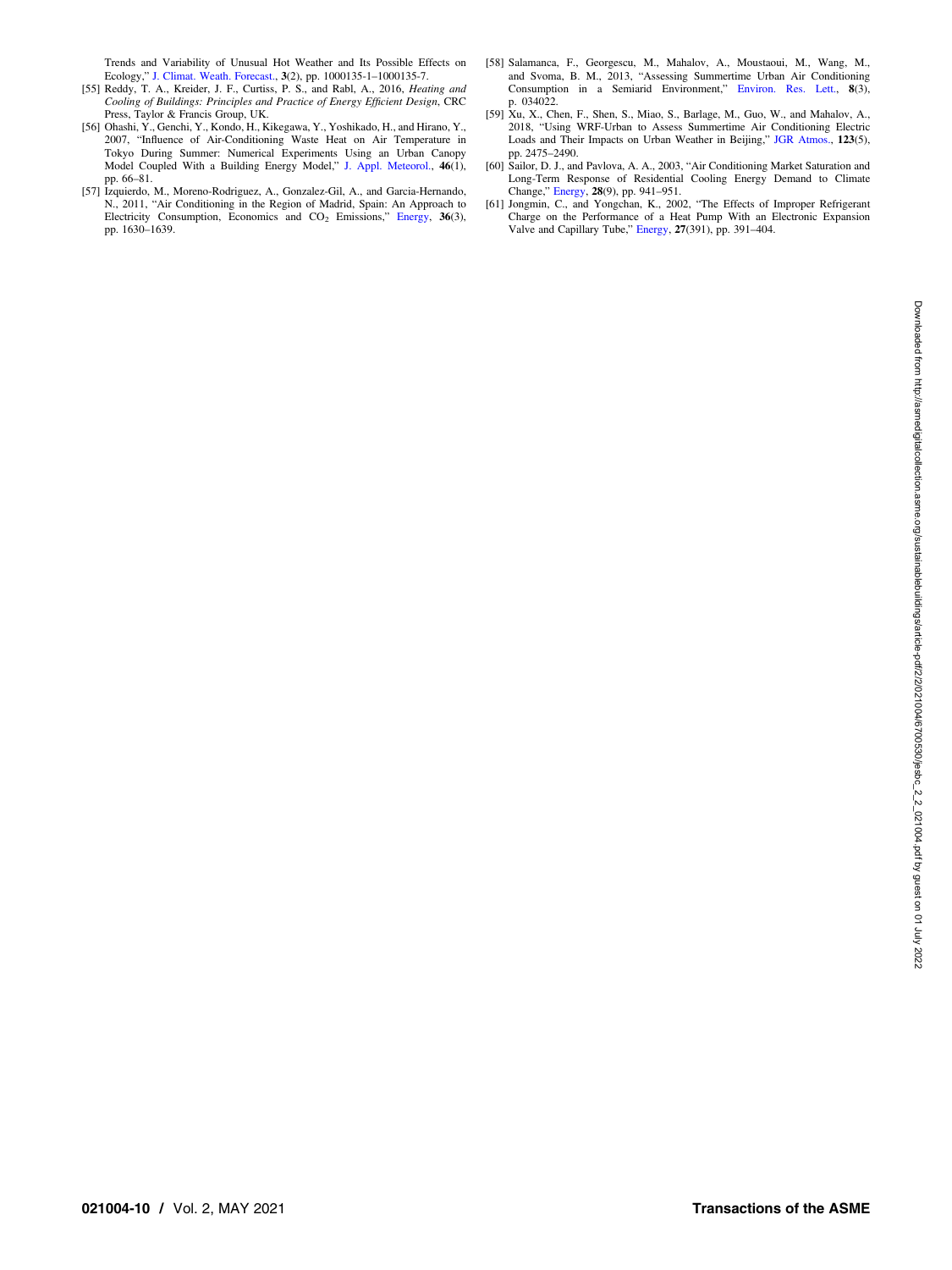Trends and Variability of Unusual Hot Weather and Its Possible Effects on Ecology," J. Climat. Weath. Forecast., **3**(2), pp. 1000135-1–1000135-7.

[55] Reddy, T. A., Kreider, J. F., Curtiss, P. S., and Rabl, A., 2016, *Heating and Cooling of Buildings: Principles and Practice of Energy Efficient Design*, CRC Press, Taylor & Francis Group, UK.

[56] Ohashi, Y., Genchi, Y., Kondo, H., Kikegawa, Y., Yoshikado, H., and Hirano, Y., 2007, "Influence of Air-Conditioning Waste Heat on Air Temperature in Tokyo During Summer: Numerical Experiments Using an Urban Canopy Model Coupled With a Building Energy Model," J. Appl. Meteorol., **46**(1), pp. 66–81.

[57] Izquierdo, M., Moreno-Rodriguez, A., Gonzalez-Gil, A., and Garcia-Hernando, N., 2011, "Air Conditioning in the Region of Madrid, Spain: An Approach to Electricity Consumption, Economics and $CO_2$ Emissions," Energy, **36**(3), pp. 1630–1639.

[58] Salamanca, F., Georgescu, M., Mahalov, A., Moustaoui, M., Wang, M., and Svoma, B. M., 2013, "Assessing Summertime Urban Air Conditioning Consumption in a Semiarid Environment," Environ. Res. Lett., **8**(3), p. 034022.

[59] Xu, X., Chen, F., Shen, S., Miao, S., Barlage, M., Guo, W., and Mahalov, A., 2018, "Using WRF-Urban to Assess Summertime Air Conditioning Electric Loads and Their Impacts on Urban Weather in Beijing," JGR Atmos., **123**(5), pp. 2475–2490.

[60] Sailor, D. J., and Pavlova, A. A., 2003, "Air Conditioning Market Saturation and Long-Term Response of Residential Cooling Energy Demand to Climate Change," Energy, **28**(9), pp. 941–951.

[61] Jongmin, C., and Yongchan, K., 2002, "The Effects of Improper Refrigerant Charge on the Performance of a Heat Pump With an Electronic Expansion Valve and Capillary Tube," Energy, **27**(391), pp. 391–404.